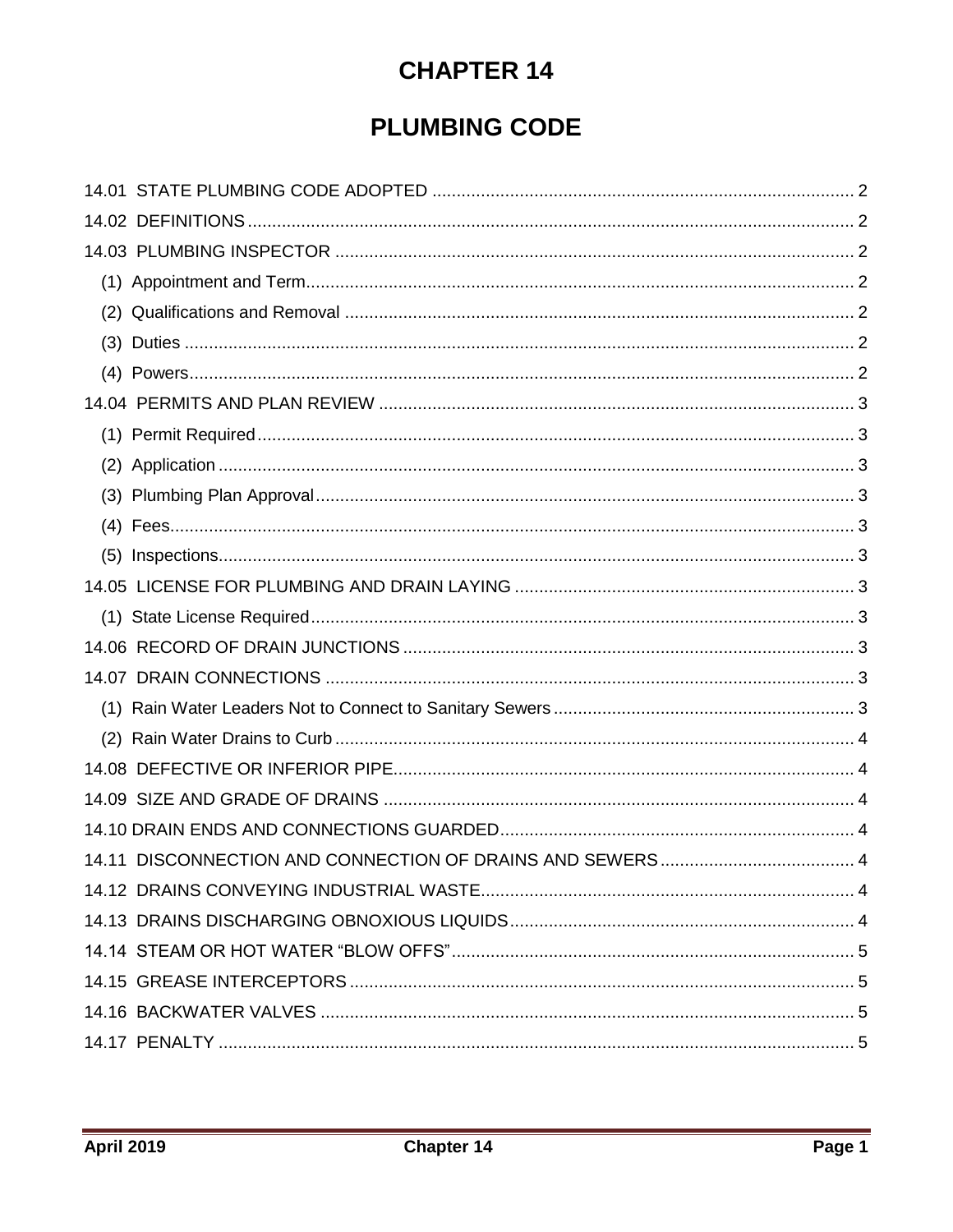# CHAPTER 14

# PLUMBING CODE

14.01 STATE PLUMBING CODE ADOPTED ..... 2
14.02 DEFINITIONS ..... 2
14.03 PLUMBING INSPECTOR ..... 2
- (1) Appointment and Term ..... 2
- (2) Qualifications and Removal ..... 2
- (3) Duties ..... 2
- (4) Powers ..... 2

14.04 PERMITS AND PLAN REVIEW ..... 3
- (1) Permit Required ..... 3
- (2) Application ..... 3
- (3) Plumbing Plan Approval ..... 3
- (4) Fees ..... 3
- (5) Inspections ..... 3

14.05 LICENSE FOR PLUMBING AND DRAIN LAYING ..... 3
- (1) State License Required ..... 3

14.06 RECORD OF DRAIN JUNCTIONS ..... 3
14.07 DRAIN CONNECTIONS ..... 3
- (1) Rain Water Leaders Not to Connect to Sanitary Sewers ..... 3
- (2) Rain Water Drains to Curb ..... 4

14.08 DEFECTIVE OR INFERIOR PIPE ..... 4
14.09 SIZE AND GRADE OF DRAINS ..... 4
14.10 DRAIN ENDS AND CONNECTIONS GUARDED ..... 4
14.11 DISCONNECTION AND CONNECTION OF DRAINS AND SEWERS ..... 4
14.12 DRAINS CONVEYING INDUSTRIAL WASTE ..... 4
14.13 DRAINS DISCHARGING OBNOXIOUS LIQUIDS ..... 4
14.14 STEAM OR HOT WATER "BLOW OFFS" ..... 5
14.15 GREASE INTERCEPTORS ..... 5
14.16 BACKWATER VALVES ..... 5
14.17 PENALTY ..... 5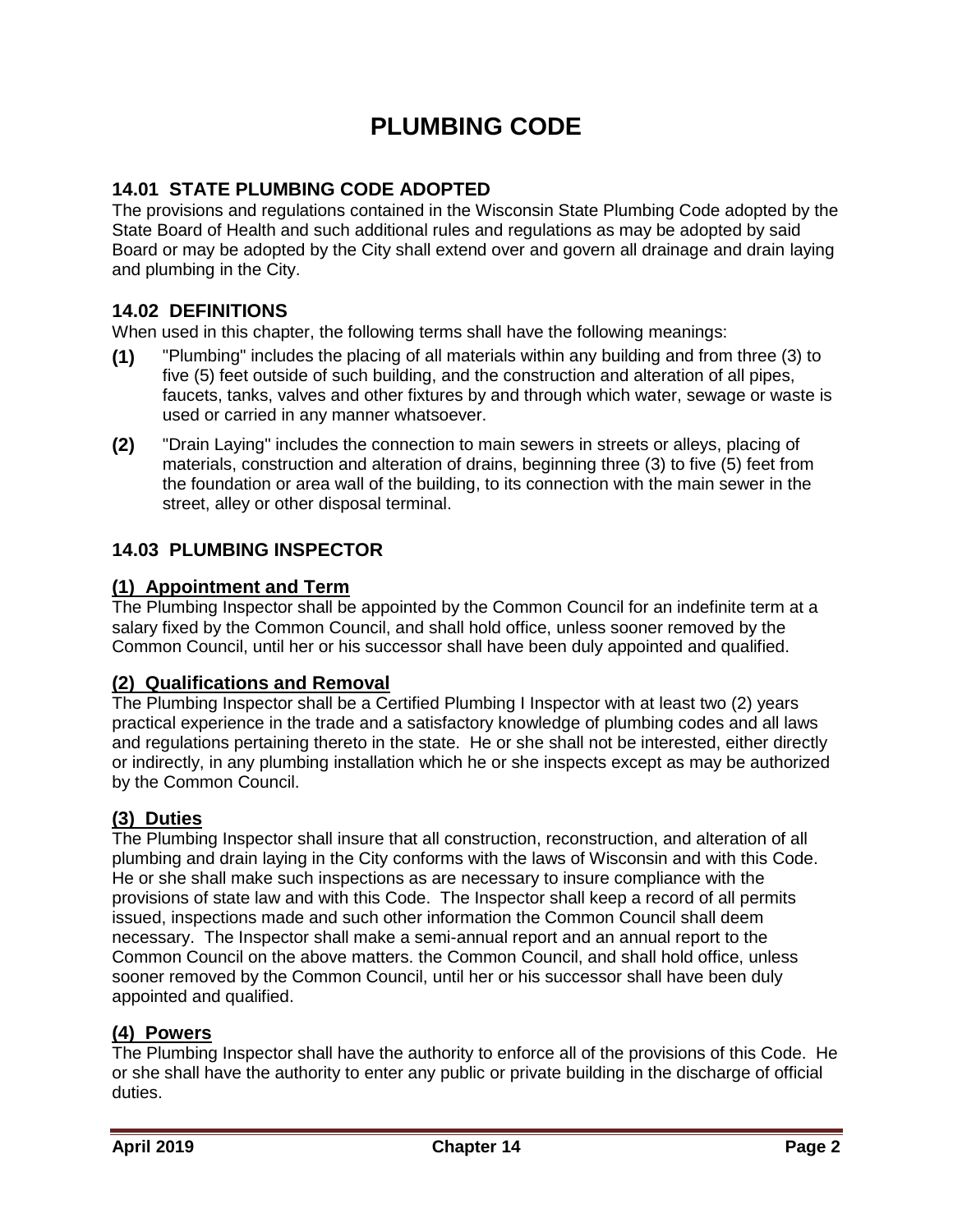# PLUMBING CODE

## 14.01 STATE PLUMBING CODE ADOPTED

The provisions and regulations contained in the Wisconsin State Plumbing Code adopted by the State Board of Health and such additional rules and regulations as may be adopted by said Board or may be adopted by the City shall extend over and govern all drainage and drain laying and plumbing in the City.

## 14.02 DEFINITIONS

When used in this chapter, the following terms shall have the following meanings:

**(1)** "Plumbing" includes the placing of all materials within any building and from three (3) to five (5) feet outside of such building, and the construction and alteration of all pipes, faucets, tanks, valves and other fixtures by and through which water, sewage or waste is used or carried in any manner whatsoever.

**(2)** "Drain Laying" includes the connection to main sewers in streets or alleys, placing of materials, construction and alteration of drains, beginning three (3) to five (5) feet from the foundation or area wall of the building, to its connection with the main sewer in the street, alley or other disposal terminal.

## 14.03 PLUMBING INSPECTOR

### (1) Appointment and Term

The Plumbing Inspector shall be appointed by the Common Council for an indefinite term at a salary fixed by the Common Council, and shall hold office, unless sooner removed by the Common Council, until her or his successor shall have been duly appointed and qualified.

### (2) Qualifications and Removal

The Plumbing Inspector shall be a Certified Plumbing I Inspector with at least two (2) years practical experience in the trade and a satisfactory knowledge of plumbing codes and all laws and regulations pertaining thereto in the state. He or she shall not be interested, either directly or indirectly, in any plumbing installation which he or she inspects except as may be authorized by the Common Council.

### (3) Duties

The Plumbing Inspector shall insure that all construction, reconstruction, and alteration of all plumbing and drain laying in the City conforms with the laws of Wisconsin and with this Code. He or she shall make such inspections as are necessary to insure compliance with the provisions of state law and with this Code. The Inspector shall keep a record of all permits issued, inspections made and such other information the Common Council shall deem necessary. The Inspector shall make a semi-annual report and an annual report to the Common Council on the above matters. the Common Council, and shall hold office, unless sooner removed by the Common Council, until her or his successor shall have been duly appointed and qualified.

### (4) Powers

The Plumbing Inspector shall have the authority to enforce all of the provisions of this Code. He or she shall have the authority to enter any public or private building in the discharge of official duties.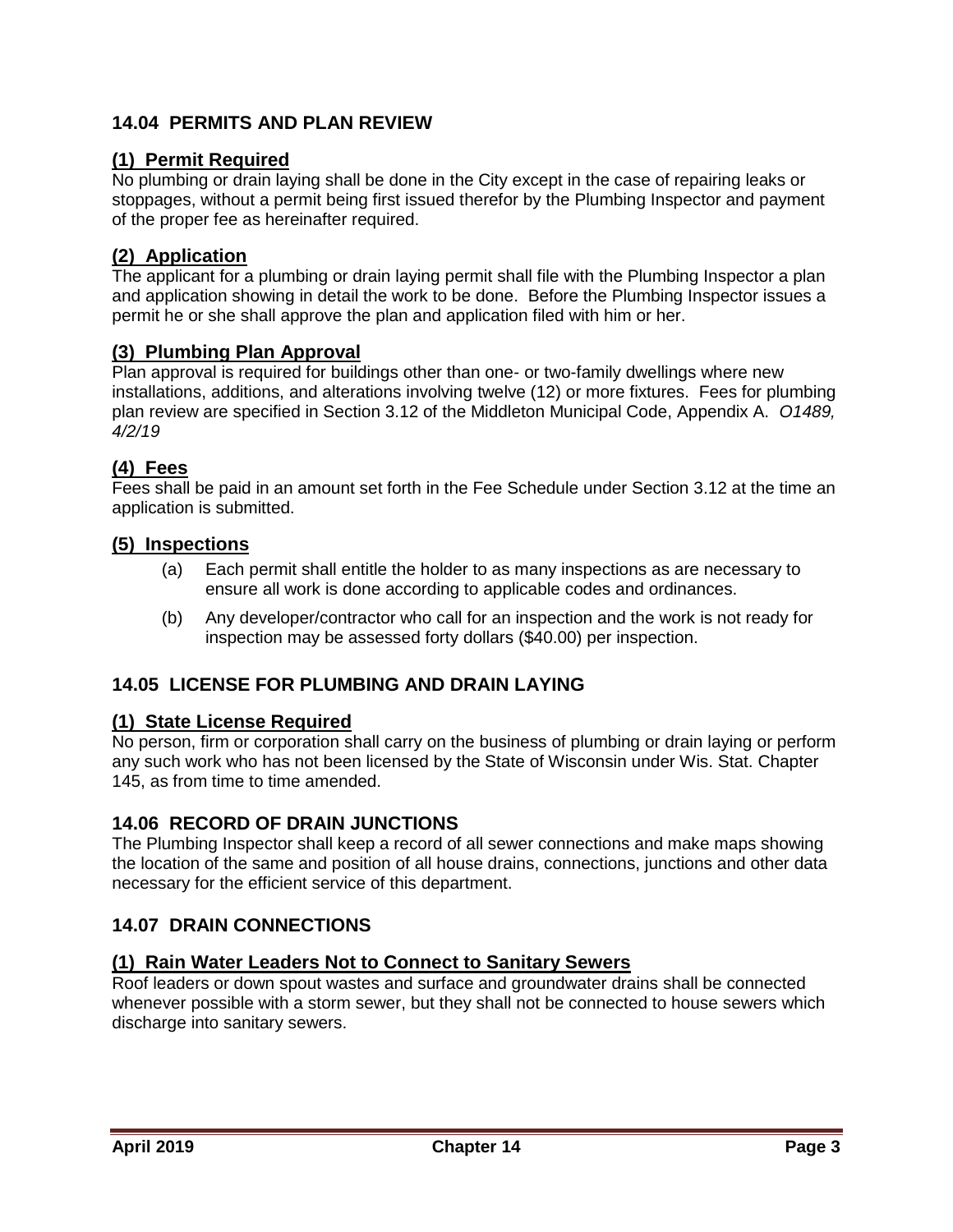## 14.04 PERMITS AND PLAN REVIEW

### (1) Permit Required

No plumbing or drain laying shall be done in the City except in the case of repairing leaks or stoppages, without a permit being first issued therefor by the Plumbing Inspector and payment of the proper fee as hereinafter required.

### (2) Application

The applicant for a plumbing or drain laying permit shall file with the Plumbing Inspector a plan and application showing in detail the work to be done. Before the Plumbing Inspector issues a permit he or she shall approve the plan and application filed with him or her.

### (3) Plumbing Plan Approval

Plan approval is required for buildings other than one- or two-family dwellings where new installations, additions, and alterations involving twelve (12) or more fixtures. Fees for plumbing plan review are specified in Section 3.12 of the Middleton Municipal Code, Appendix A. *O1489, 4/2/19*

### (4) Fees

Fees shall be paid in an amount set forth in the Fee Schedule under Section 3.12 at the time an application is submitted.

### (5) Inspections

(a) Each permit shall entitle the holder to as many inspections as are necessary to ensure all work is done according to applicable codes and ordinances.

(b) Any developer/contractor who call for an inspection and the work is not ready for inspection may be assessed forty dollars ($40.00) per inspection.

## 14.05 LICENSE FOR PLUMBING AND DRAIN LAYING

### (1) State License Required

No person, firm or corporation shall carry on the business of plumbing or drain laying or perform any such work who has not been licensed by the State of Wisconsin under Wis. Stat. Chapter 145, as from time to time amended.

## 14.06 RECORD OF DRAIN JUNCTIONS

The Plumbing Inspector shall keep a record of all sewer connections and make maps showing the location of the same and position of all house drains, connections, junctions and other data necessary for the efficient service of this department.

## 14.07 DRAIN CONNECTIONS

### (1) Rain Water Leaders Not to Connect to Sanitary Sewers

Roof leaders or down spout wastes and surface and groundwater drains shall be connected whenever possible with a storm sewer, but they shall not be connected to house sewers which discharge into sanitary sewers.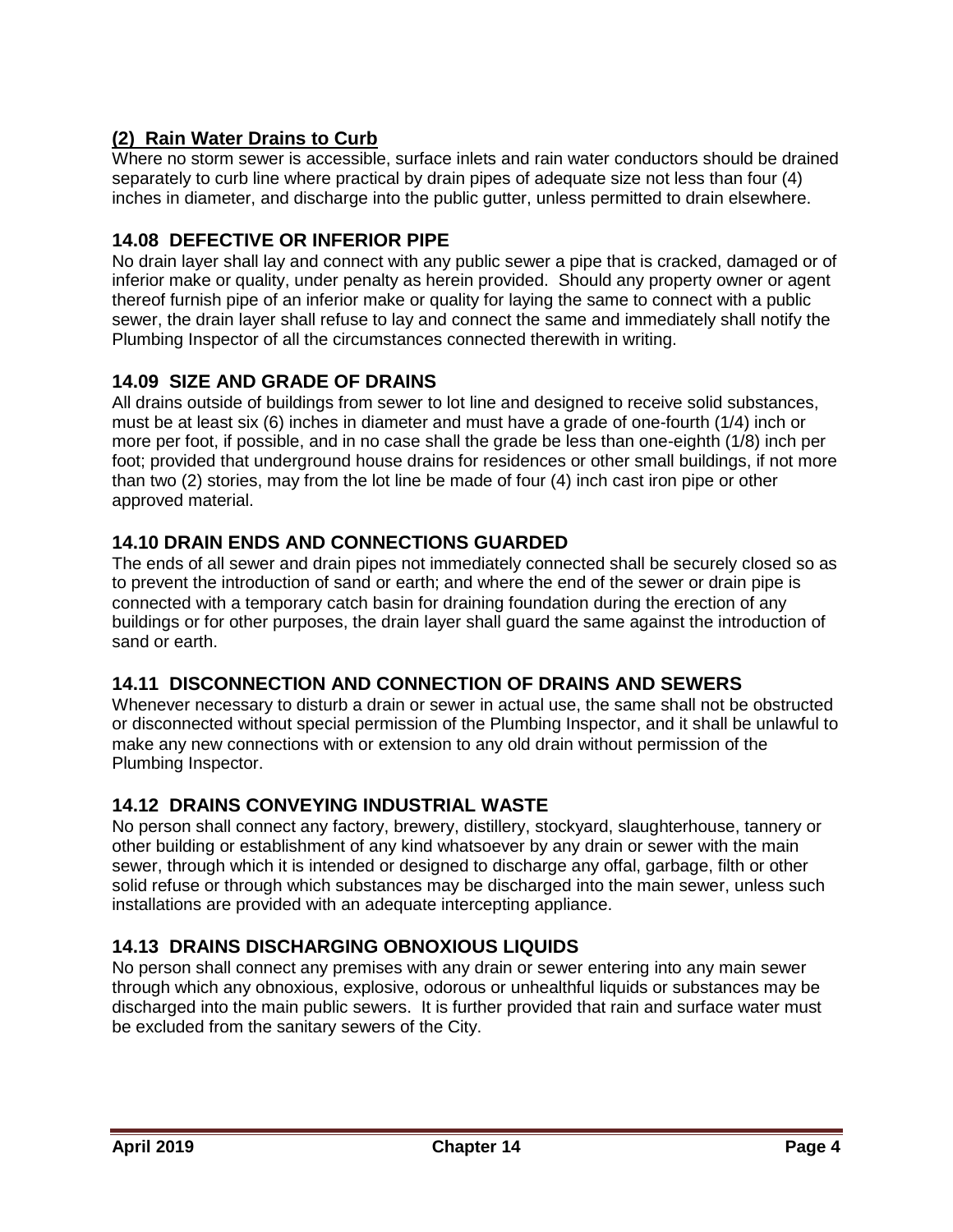### (2) Rain Water Drains to Curb

Where no storm sewer is accessible, surface inlets and rain water conductors should be drained separately to curb line where practical by drain pipes of adequate size not less than four (4) inches in diameter, and discharge into the public gutter, unless permitted to drain elsewhere.

## 14.08 DEFECTIVE OR INFERIOR PIPE

No drain layer shall lay and connect with any public sewer a pipe that is cracked, damaged or of inferior make or quality, under penalty as herein provided. Should any property owner or agent thereof furnish pipe of an inferior make or quality for laying the same to connect with a public sewer, the drain layer shall refuse to lay and connect the same and immediately shall notify the Plumbing Inspector of all the circumstances connected therewith in writing.

## 14.09 SIZE AND GRADE OF DRAINS

All drains outside of buildings from sewer to lot line and designed to receive solid substances, must be at least six (6) inches in diameter and must have a grade of one-fourth (1/4) inch or more per foot, if possible, and in no case shall the grade be less than one-eighth (1/8) inch per foot; provided that underground house drains for residences or other small buildings, if not more than two (2) stories, may from the lot line be made of four (4) inch cast iron pipe or other approved material.

## 14.10 DRAIN ENDS AND CONNECTIONS GUARDED

The ends of all sewer and drain pipes not immediately connected shall be securely closed so as to prevent the introduction of sand or earth; and where the end of the sewer or drain pipe is connected with a temporary catch basin for draining foundation during the erection of any buildings or for other purposes, the drain layer shall guard the same against the introduction of sand or earth.

## 14.11 DISCONNECTION AND CONNECTION OF DRAINS AND SEWERS

Whenever necessary to disturb a drain or sewer in actual use, the same shall not be obstructed or disconnected without special permission of the Plumbing Inspector, and it shall be unlawful to make any new connections with or extension to any old drain without permission of the Plumbing Inspector.

## 14.12 DRAINS CONVEYING INDUSTRIAL WASTE

No person shall connect any factory, brewery, distillery, stockyard, slaughterhouse, tannery or other building or establishment of any kind whatsoever by any drain or sewer with the main sewer, through which it is intended or designed to discharge any offal, garbage, filth or other solid refuse or through which substances may be discharged into the main sewer, unless such installations are provided with an adequate intercepting appliance.

## 14.13 DRAINS DISCHARGING OBNOXIOUS LIQUIDS

No person shall connect any premises with any drain or sewer entering into any main sewer through which any obnoxious, explosive, odorous or unhealthful liquids or substances may be discharged into the main public sewers. It is further provided that rain and surface water must be excluded from the sanitary sewers of the City.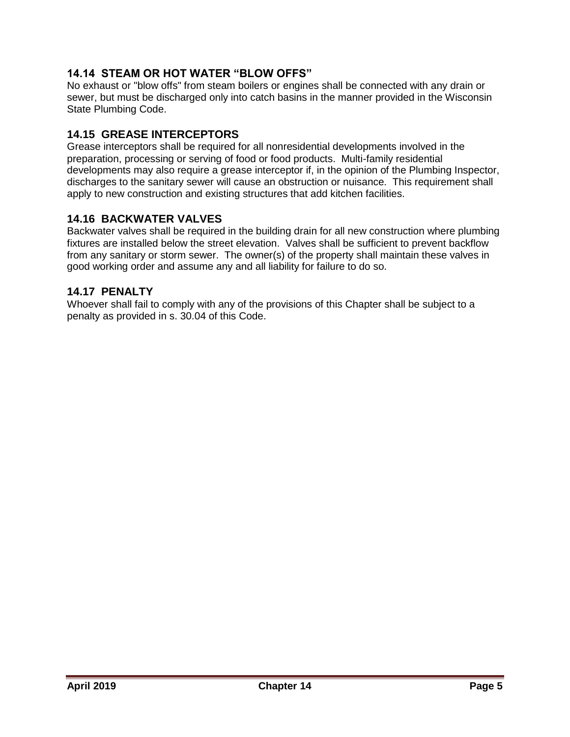## 14.14 STEAM OR HOT WATER "BLOW OFFS"

No exhaust or "blow offs" from steam boilers or engines shall be connected with any drain or sewer, but must be discharged only into catch basins in the manner provided in the Wisconsin State Plumbing Code.

## 14.15 GREASE INTERCEPTORS

Grease interceptors shall be required for all nonresidential developments involved in the preparation, processing or serving of food or food products. Multi-family residential developments may also require a grease interceptor if, in the opinion of the Plumbing Inspector, discharges to the sanitary sewer will cause an obstruction or nuisance. This requirement shall apply to new construction and existing structures that add kitchen facilities.

## 14.16 BACKWATER VALVES

Backwater valves shall be required in the building drain for all new construction where plumbing fixtures are installed below the street elevation. Valves shall be sufficient to prevent backflow from any sanitary or storm sewer. The owner(s) of the property shall maintain these valves in good working order and assume any and all liability for failure to do so.

## 14.17 PENALTY

Whoever shall fail to comply with any of the provisions of this Chapter shall be subject to a penalty as provided in s. 30.04 of this Code.